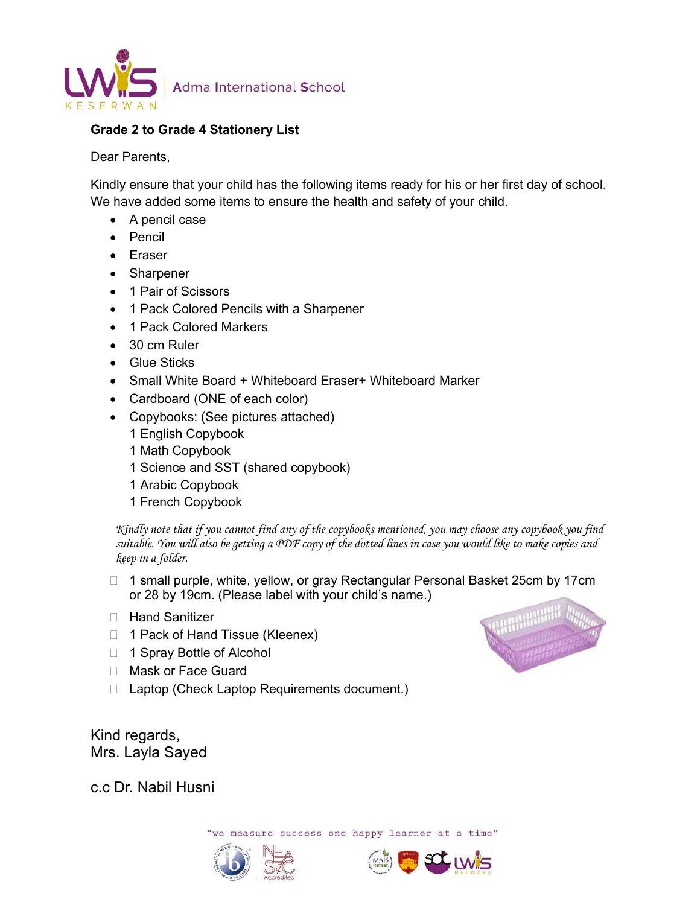Adma International School

**Grade 2 to Grade 4 Stationery List**

Dear Parents,

Kindly ensure that your child has the following items ready for his or her first day of school. We have added some items to ensure the health and safety of your child.

- A pencil case
- Pencil
- Eraser
- Sharpener
- 1 Pair of Scissors
- 1 Pack Colored Pencils with a Sharpener
- 1 Pack Colored Markers
- 30 cm Ruler
- Glue Sticks
- Small White Board + Whiteboard Eraser+ Whiteboard Marker
- Cardboard (ONE of each color)
- Copybooks: (See pictures attached)
  1 English Copybook
  1 Math Copybook
  1 Science and SST (shared copybook)
  1 Arabic Copybook
  1 French Copybook

*Kindly note that if you cannot find any of the copybooks mentioned, you may choose any copybook you find suitable. You will also be getting a PDF copy of the dotted lines in case you would like to make copies and keep in a folder.*

- [ ] 1 small purple, white, yellow, or gray Rectangular Personal Basket 25cm by 17cm or 28 by 19cm. (Please label with your child's name.)
- [ ] Hand Sanitizer
- [ ] 1 Pack of Hand Tissue (Kleenex)
- [ ] 1 Spray Bottle of Alcohol
- [ ] Mask or Face Guard
- [ ] Laptop (Check Laptop Requirements document.)

Kind regards,
Mrs. Layla Sayed

c.c Dr. Nabil Husni

"we measure success one happy learner at a time"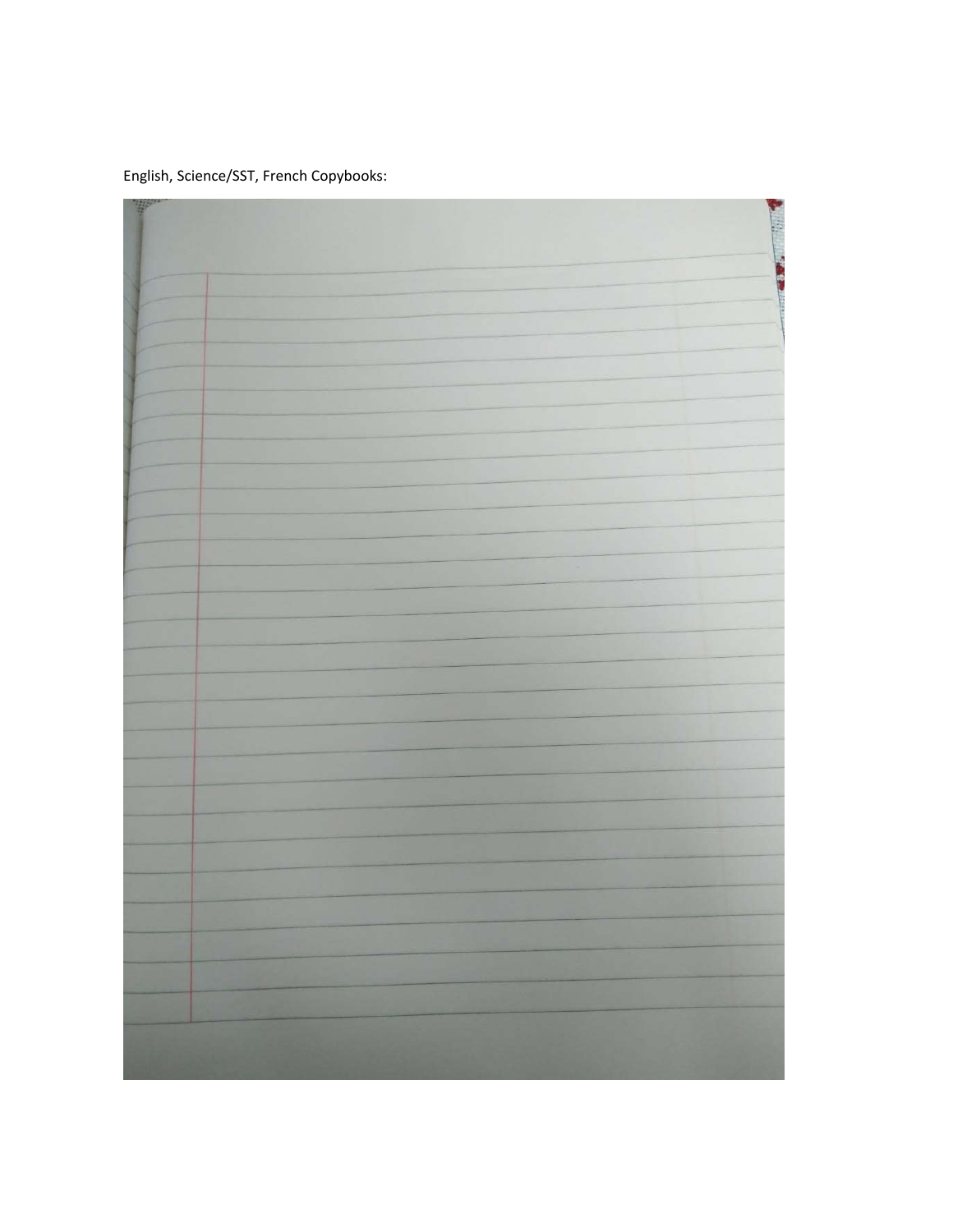English, Science/SST, French Copybooks: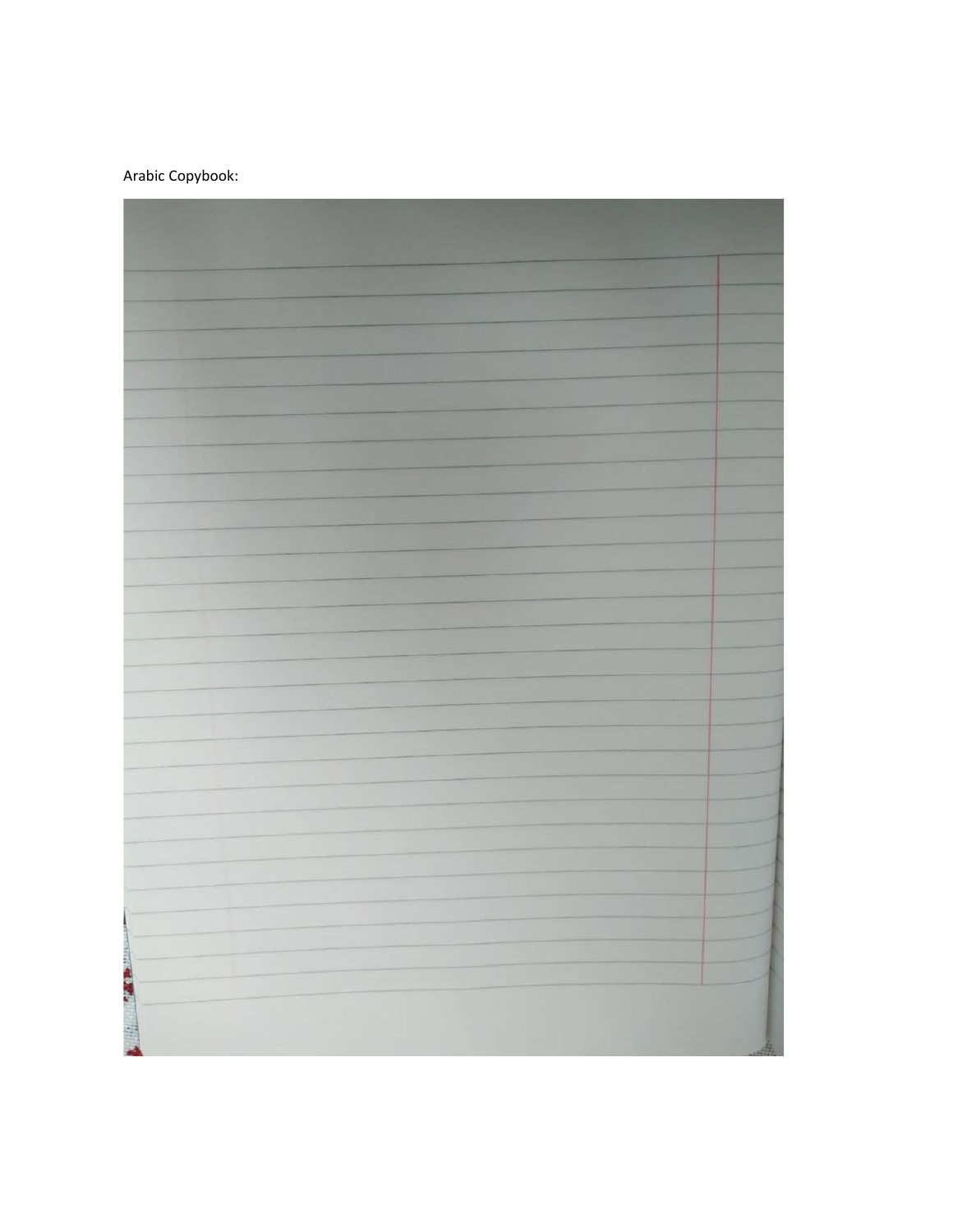Arabic Copybook: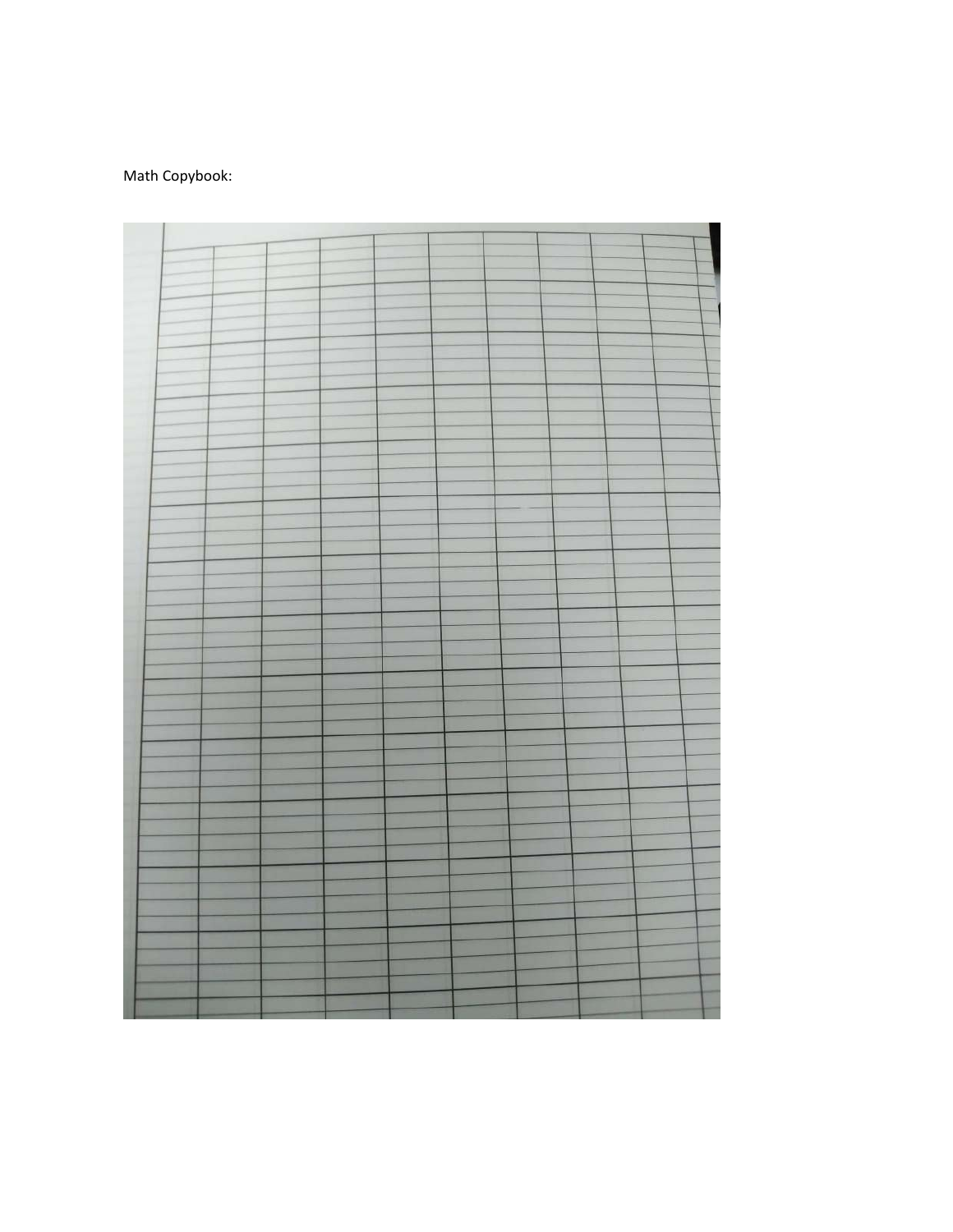Math Copybook: